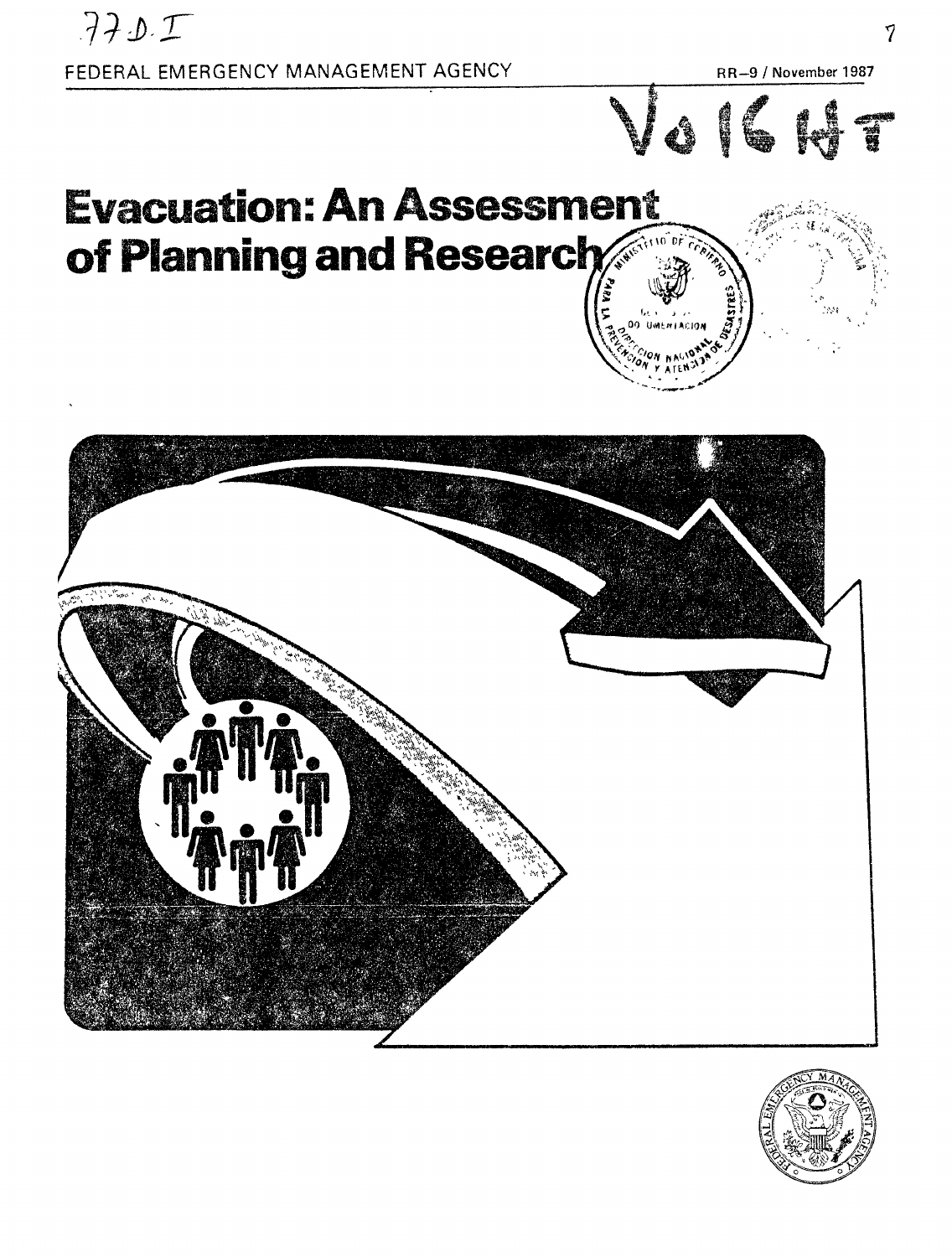77.D.I

FEDERAL EMERGENCY MANAGEMENT AGENCY

RR–9 / November 1987

Vo16HT

# Evacuation: An Assessment of Planning and Research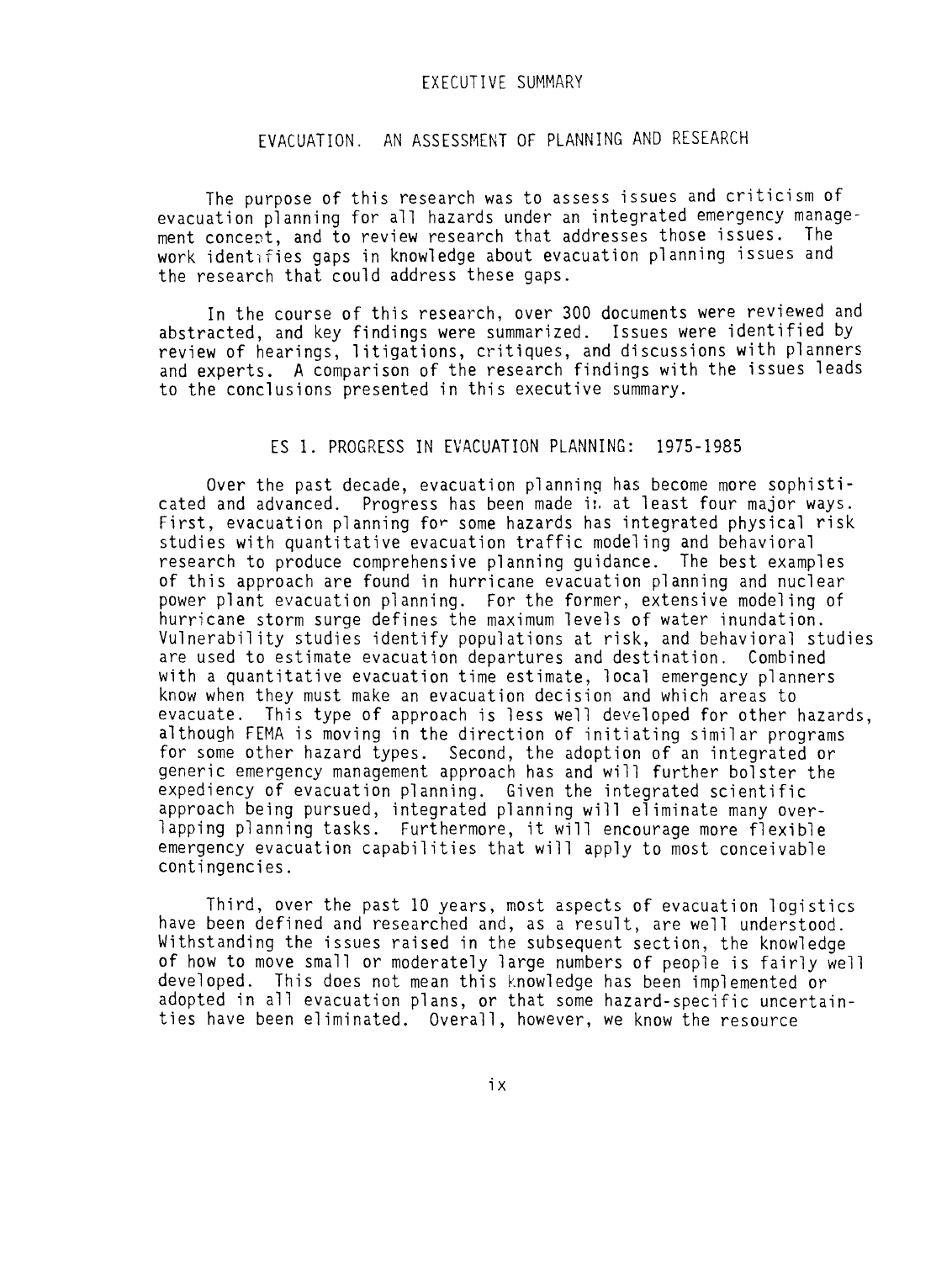# EXECUTIVE SUMMARY

## EVACUATION. AN ASSESSMENT OF PLANNING AND RESEARCH

The purpose of this research was to assess issues and criticism of evacuation planning for all hazards under an integrated emergency management concept, and to review research that addresses those issues. The work identifies gaps in knowledge about evacuation planning issues and the research that could address these gaps.

In the course of this research, over 300 documents were reviewed and abstracted, and key findings were summarized. Issues were identified by review of hearings, litigations, critiques, and discussions with planners and experts. A comparison of the research findings with the issues leads to the conclusions presented in this executive summary.

### ES 1. PROGRESS IN EVACUATION PLANNING: 1975-1985

Over the past decade, evacuation planning has become more sophisticated and advanced. Progress has been made in at least four major ways. First, evacuation planning for some hazards has integrated physical risk studies with quantitative evacuation traffic modeling and behavioral research to produce comprehensive planning guidance. The best examples of this approach are found in hurricane evacuation planning and nuclear power plant evacuation planning. For the former, extensive modeling of hurricane storm surge defines the maximum levels of water inundation. Vulnerability studies identify populations at risk, and behavioral studies are used to estimate evacuation departures and destination. Combined with a quantitative evacuation time estimate, local emergency planners know when they must make an evacuation decision and which areas to evacuate. This type of approach is less well developed for other hazards, although FEMA is moving in the direction of initiating similar programs for some other hazard types. Second, the adoption of an integrated or generic emergency management approach has and will further bolster the expediency of evacuation planning. Given the integrated scientific approach being pursued, integrated planning will eliminate many overlapping planning tasks. Furthermore, it will encourage more flexible emergency evacuation capabilities that will apply to most conceivable contingencies.

Third, over the past 10 years, most aspects of evacuation logistics have been defined and researched and, as a result, are well understood. Withstanding the issues raised in the subsequent section, the knowledge of how to move small or moderately large numbers of people is fairly well developed. This does not mean this knowledge has been implemented or adopted in all evacuation plans, or that some hazard-specific uncertainties have been eliminated. Overall, however, we know the resource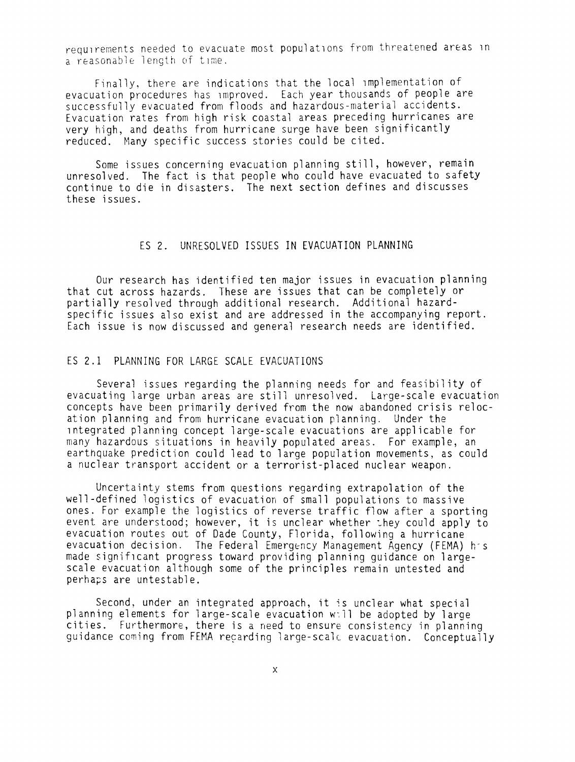requirements needed to evacuate most populations from threatened areas in a reasonable length of time.

Finally, there are indications that the local implementation of evacuation procedures has improved. Each year thousands of people are successfully evacuated from floods and hazardous-material accidents. Evacuation rates from high risk coastal areas preceding hurricanes are very high, and deaths from hurricane surge have been significantly reduced. Many specific success stories could be cited.

Some issues concerning evacuation planning still, however, remain unresolved. The fact is that people who could have evacuated to safety continue to die in disasters. The next section defines and discusses these issues.

## ES 2. UNRESOLVED ISSUES IN EVACUATION PLANNING

Our research has identified ten major issues in evacuation planning that cut across hazards. These are issues that can be completely or partially resolved through additional research. Additional hazard-specific issues also exist and are addressed in the accompanying report. Each issue is now discussed and general research needs are identified.

### ES 2.1 PLANNING FOR LARGE SCALE EVACUATIONS

Several issues regarding the planning needs for and feasibility of evacuating large urban areas are still unresolved. Large-scale evacuation concepts have been primarily derived from the now abandoned crisis relocation planning and from hurricane evacuation planning. Under the integrated planning concept large-scale evacuations are applicable for many hazardous situations in heavily populated areas. For example, an earthquake prediction could lead to large population movements, as could a nuclear transport accident or a terrorist-placed nuclear weapon.

Uncertainty stems from questions regarding extrapolation of the well-defined logistics of evacuation of small populations to massive ones. For example the logistics of reverse traffic flow after a sporting event are understood; however, it is unclear whether they could apply to evacuation routes out of Dade County, Florida, following a hurricane evacuation decision. The Federal Emergency Management Agency (FEMA) has made significant progress toward providing planning guidance on large-scale evacuation although some of the principles remain untested and perhaps are untestable.

Second, under an integrated approach, it is unclear what special planning elements for large-scale evacuation will be adopted by large cities. Furthermore, there is a need to ensure consistency in planning guidance coming from FEMA regarding large-scale evacuation. Conceptually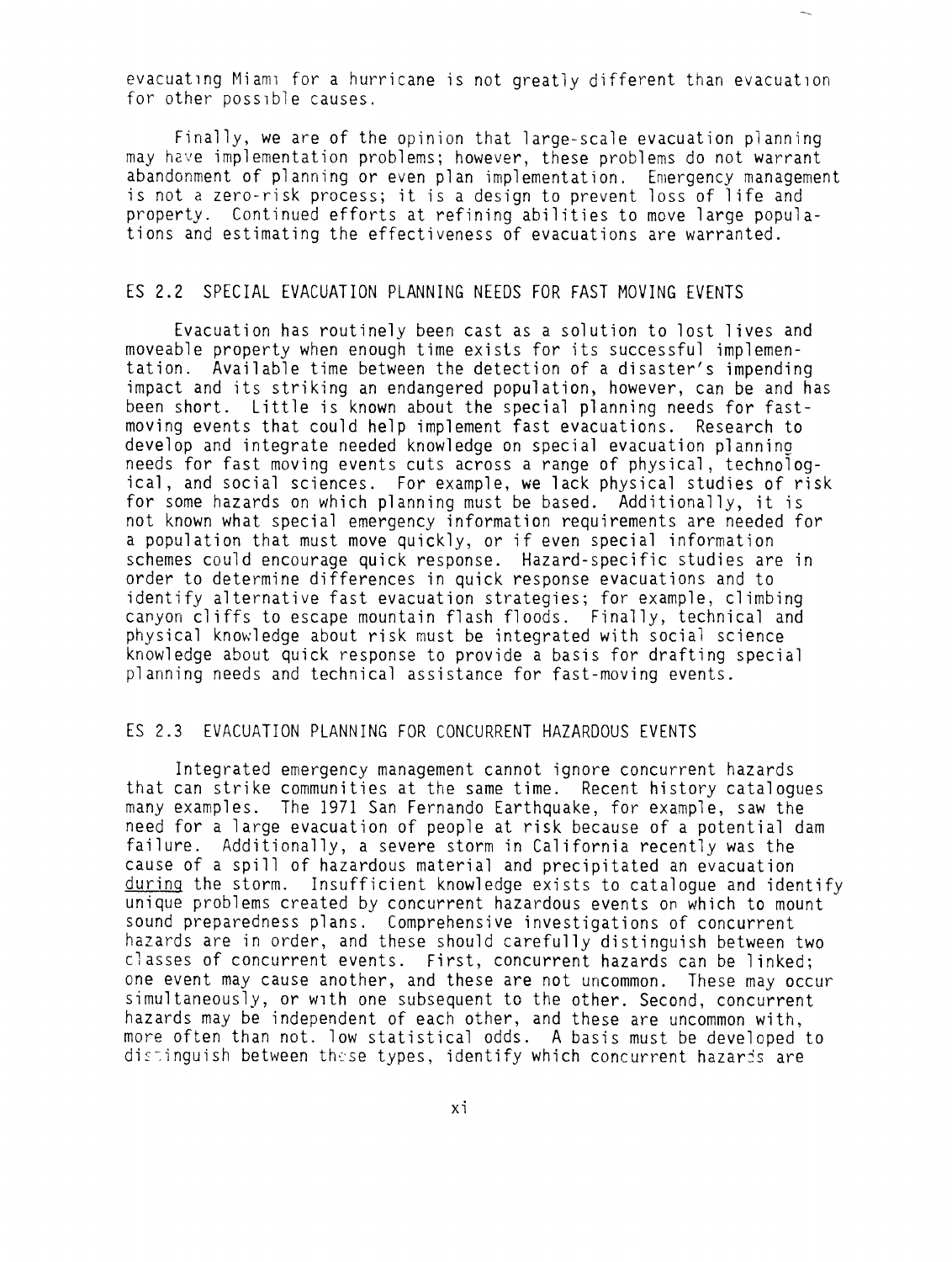evacuating Miami for a hurricane is not greatly different than evacuation for other possible causes.

Finally, we are of the opinion that large-scale evacuation planning may have implementation problems; however, these problems do not warrant abandonment of planning or even plan implementation. Emergency management is not a zero-risk process; it is a design to prevent loss of life and property. Continued efforts at refining abilities to move large populations and estimating the effectiveness of evacuations are warranted.

## ES 2.2 SPECIAL EVACUATION PLANNING NEEDS FOR FAST MOVING EVENTS

Evacuation has routinely been cast as a solution to lost lives and moveable property when enough time exists for its successful implementation. Available time between the detection of a disaster's impending impact and its striking an endangered population, however, can be and has been short. Little is known about the special planning needs for fast-moving events that could help implement fast evacuations. Research to develop and integrate needed knowledge on special evacuation planning needs for fast moving events cuts across a range of physical, technological, and social sciences. For example, we lack physical studies of risk for some hazards on which planning must be based. Additionally, it is not known what special emergency information requirements are needed for a population that must move quickly, or if even special information schemes could encourage quick response. Hazard-specific studies are in order to determine differences in quick response evacuations and to identify alternative fast evacuation strategies; for example, climbing canyon cliffs to escape mountain flash floods. Finally, technical and physical knowledge about risk must be integrated with social science knowledge about quick response to provide a basis for drafting special planning needs and technical assistance for fast-moving events.

## ES 2.3 EVACUATION PLANNING FOR CONCURRENT HAZARDOUS EVENTS

Integrated emergency management cannot ignore concurrent hazards that can strike communities at the same time. Recent history catalogues many examples. The 1971 San Fernando Earthquake, for example, saw the need for a large evacuation of people at risk because of a potential dam failure. Additionally, a severe storm in California recently was the cause of a spill of hazardous material and precipitated an evacuation _during_ the storm. Insufficient knowledge exists to catalogue and identify unique problems created by concurrent hazardous events on which to mount sound preparedness plans. Comprehensive investigations of concurrent hazards are in order, and these should carefully distinguish between two classes of concurrent events. First, concurrent hazards can be linked; one event may cause another, and these are not uncommon. These may occur simultaneously, or with one subsequent to the other. Second, concurrent hazards may be independent of each other, and these are uncommon with, more often than not. low statistical odds. A basis must be developed to distinguish between these types, identify which concurrent hazards are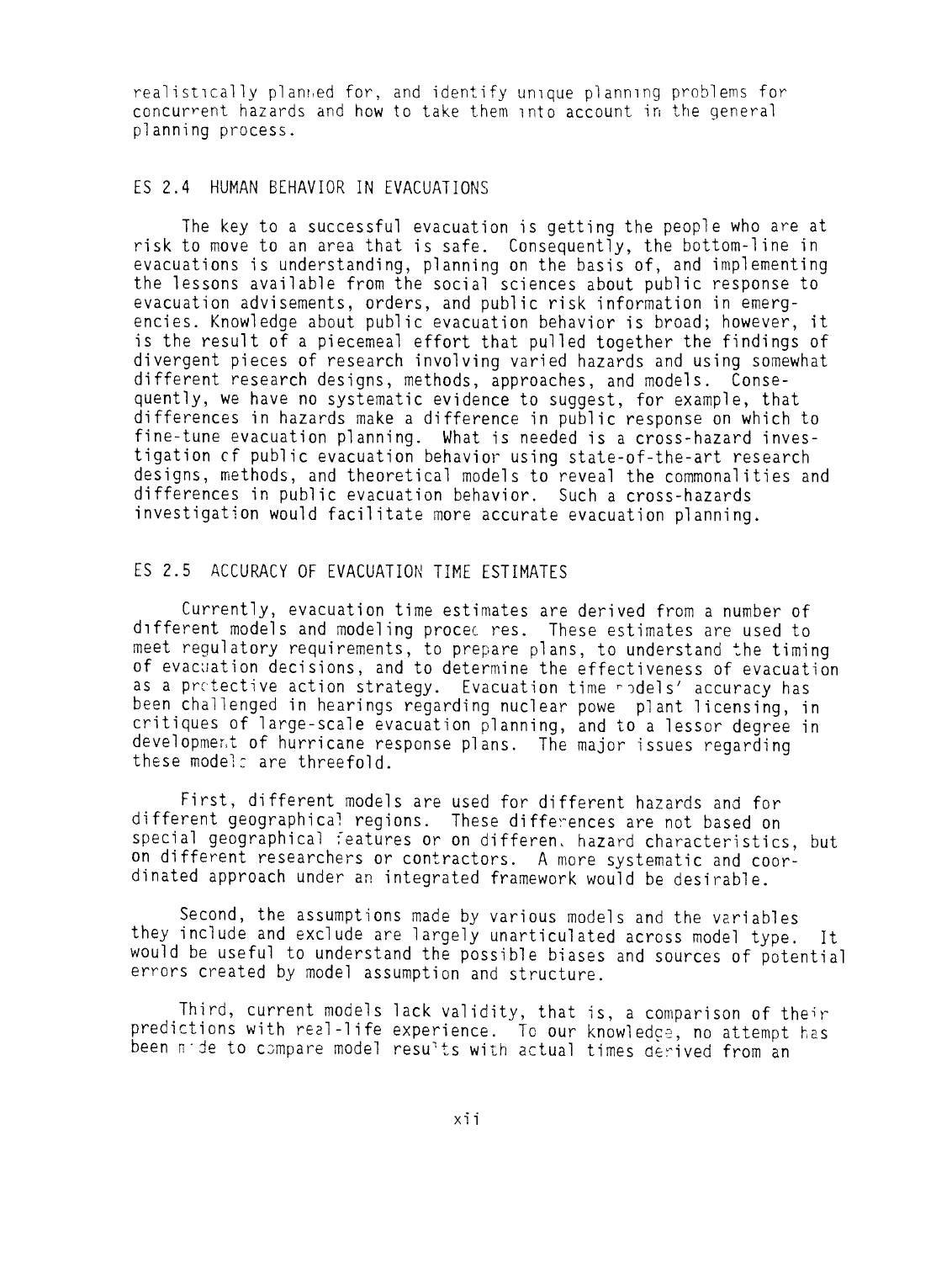realistically planned for, and identify unique planning problems for concurrent hazards and how to take them into account in the general planning process.

## ES 2.4 HUMAN BEHAVIOR IN EVACUATIONS

The key to a successful evacuation is getting the people who are at risk to move to an area that is safe. Consequently, the bottom-line in evacuations is understanding, planning on the basis of, and implementing the lessons available from the social sciences about public response to evacuation advisements, orders, and public risk information in emergencies. Knowledge about public evacuation behavior is broad; however, it is the result of a piecemeal effort that pulled together the findings of divergent pieces of research involving varied hazards and using somewhat different research designs, methods, approaches, and models. Consequently, we have no systematic evidence to suggest, for example, that differences in hazards make a difference in public response on which to fine-tune evacuation planning. What is needed is a cross-hazard investigation of public evacuation behavior using state-of-the-art research designs, methods, and theoretical models to reveal the commonalities and differences in public evacuation behavior. Such a cross-hazards investigation would facilitate more accurate evacuation planning.

## ES 2.5 ACCURACY OF EVACUATION TIME ESTIMATES

Currently, evacuation time estimates are derived from a number of different models and modeling procedures. These estimates are used to meet regulatory requirements, to prepare plans, to understand the timing of evacuation decisions, and to determine the effectiveness of evacuation as a protective action strategy. Evacuation time models' accuracy has been challenged in hearings regarding nuclear power plant licensing, in critiques of large-scale evacuation planning, and to a lessor degree in development of hurricane response plans. The major issues regarding these models are threefold.

First, different models are used for different hazards and for different geographical regions. These differences are not based on special geographical features or on different hazard characteristics, but on different researchers or contractors. A more systematic and coordinated approach under an integrated framework would be desirable.

Second, the assumptions made by various models and the variables they include and exclude are largely unarticulated across model type. It would be useful to understand the possible biases and sources of potential errors created by model assumption and structure.

Third, current models lack validity, that is, a comparison of their predictions with real-life experience. To our knowledge, no attempt has been made to compare model results with actual times derived from an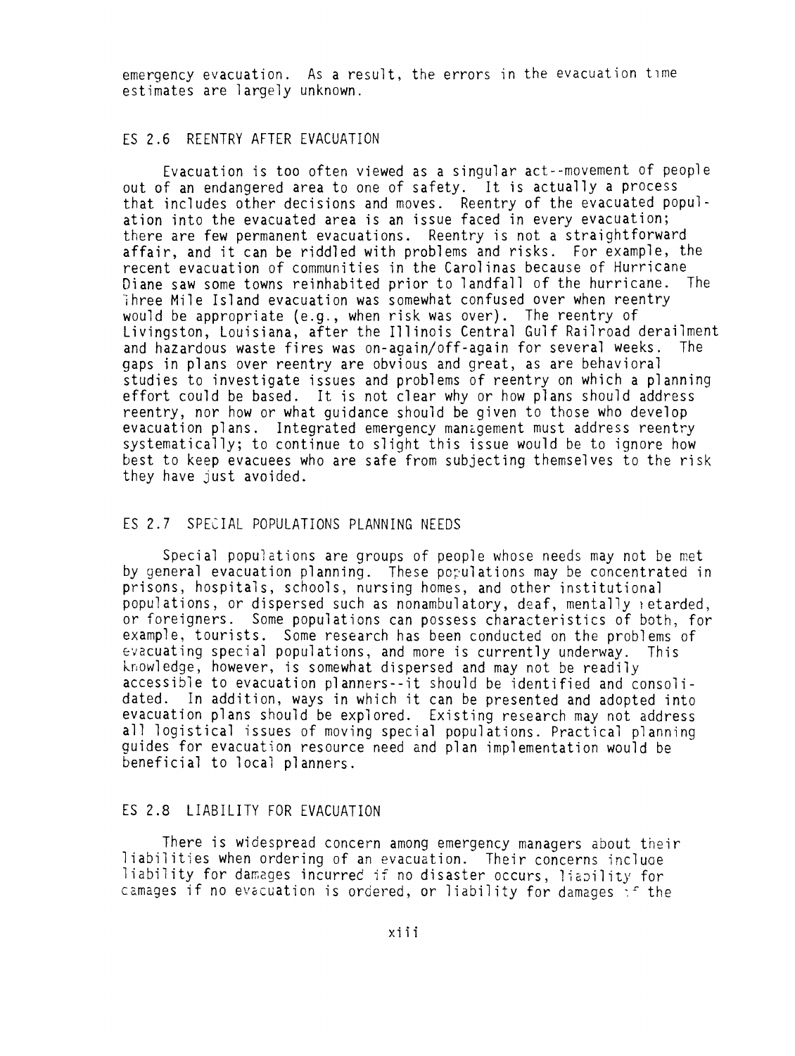emergency evacuation. As a result, the errors in the evacuation time estimates are largely unknown.

## ES 2.6 REENTRY AFTER EVACUATION

Evacuation is too often viewed as a singular act--movement of people out of an endangered area to one of safety. It is actually a process that includes other decisions and moves. Reentry of the evacuated population into the evacuated area is an issue faced in every evacuation; there are few permanent evacuations. Reentry is not a straightforward affair, and it can be riddled with problems and risks. For example, the recent evacuation of communities in the Carolinas because of Hurricane Diane saw some towns reinhabited prior to landfall of the hurricane. The Three Mile Island evacuation was somewhat confused over when reentry would be appropriate (e.g., when risk was over). The reentry of Livingston, Louisiana, after the Illinois Central Gulf Railroad derailment and hazardous waste fires was on-again/off-again for several weeks. The gaps in plans over reentry are obvious and great, as are behavioral studies to investigate issues and problems of reentry on which a planning effort could be based. It is not clear why or how plans should address reentry, nor how or what guidance should be given to those who develop evacuation plans. Integrated emergency management must address reentry systematically; to continue to slight this issue would be to ignore how best to keep evacuees who are safe from subjecting themselves to the risk they have just avoided.

## ES 2.7 SPECIAL POPULATIONS PLANNING NEEDS

Special populations are groups of people whose needs may not be met by general evacuation planning. These populations may be concentrated in prisons, hospitals, schools, nursing homes, and other institutional populations, or dispersed such as nonambulatory, deaf, mentally retarded, or foreigners. Some populations can possess characteristics of both, for example, tourists. Some research has been conducted on the problems of evacuating special populations, and more is currently underway. This knowledge, however, is somewhat dispersed and may not be readily accessible to evacuation planners--it should be identified and consolidated. In addition, ways in which it can be presented and adopted into evacuation plans should be explored. Existing research may not address all logistical issues of moving special populations. Practical planning guides for evacuation resource need and plan implementation would be beneficial to local planners.

## ES 2.8 LIABILITY FOR EVACUATION

There is widespread concern among emergency managers about their liabilities when ordering of an evacuation. Their concerns include liability for damages incurred if no disaster occurs, liability for damages if no evacuation is ordered, or liability for damages if the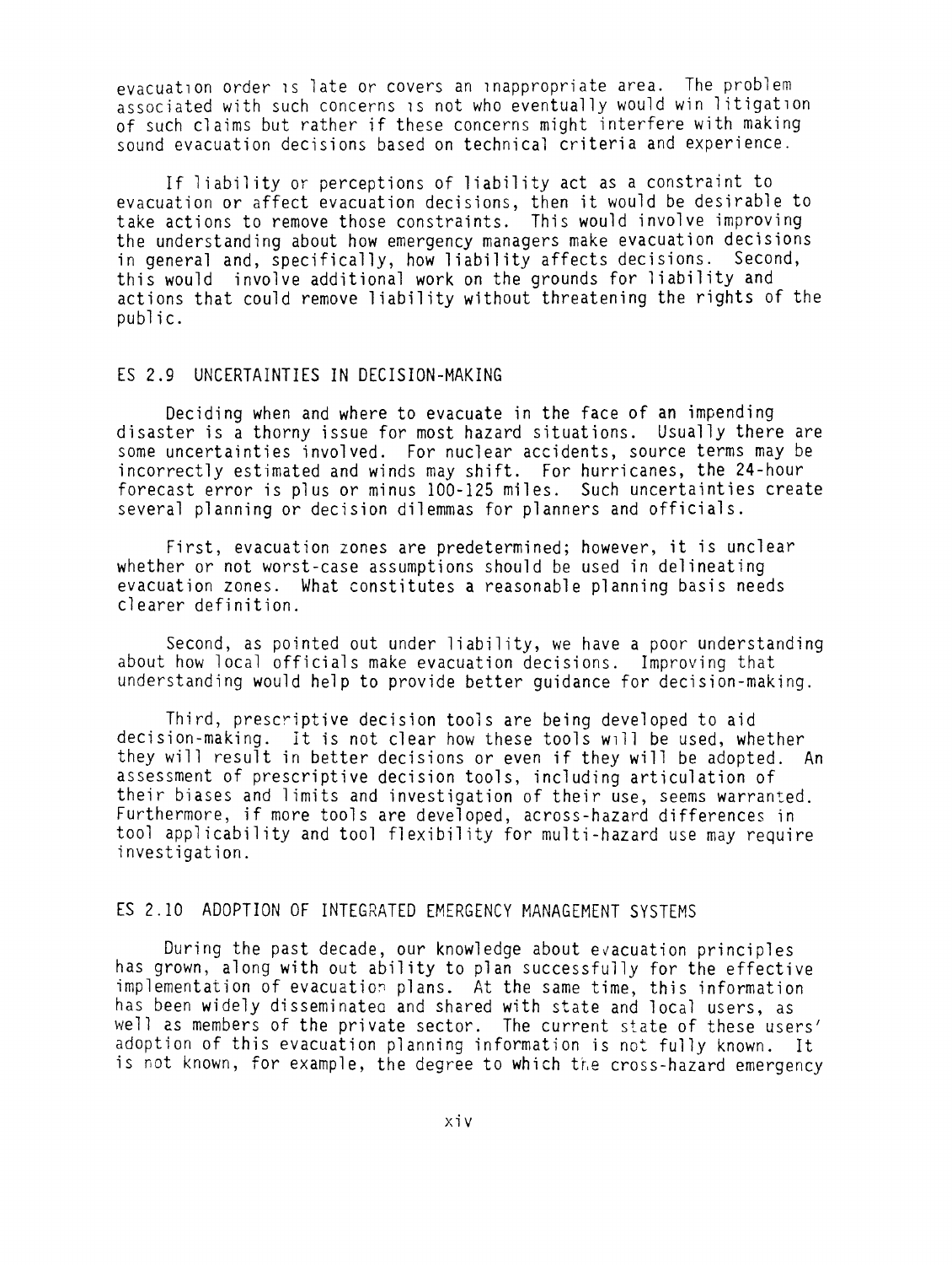evacuation order is late or covers an inappropriate area. The problem associated with such concerns is not who eventually would win litigation of such claims but rather if these concerns might interfere with making sound evacuation decisions based on technical criteria and experience.

If liability or perceptions of liability act as a constraint to evacuation or affect evacuation decisions, then it would be desirable to take actions to remove those constraints. This would involve improving the understanding about how emergency managers make evacuation decisions in general and, specifically, how liability affects decisions. Second, this would involve additional work on the grounds for liability and actions that could remove liability without threatening the rights of the public.

## ES 2.9 UNCERTAINTIES IN DECISION-MAKING

Deciding when and where to evacuate in the face of an impending disaster is a thorny issue for most hazard situations. Usually there are some uncertainties involved. For nuclear accidents, source terms may be incorrectly estimated and winds may shift. For hurricanes, the 24-hour forecast error is plus or minus 100-125 miles. Such uncertainties create several planning or decision dilemmas for planners and officials.

First, evacuation zones are predetermined; however, it is unclear whether or not worst-case assumptions should be used in delineating evacuation zones. What constitutes a reasonable planning basis needs clearer definition.

Second, as pointed out under liability, we have a poor understanding about how local officials make evacuation decisions. Improving that understanding would help to provide better guidance for decision-making.

Third, prescriptive decision tools are being developed to aid decision-making. It is not clear how these tools will be used, whether they will result in better decisions or even if they will be adopted. An assessment of prescriptive decision tools, including articulation of their biases and limits and investigation of their use, seems warranted. Furthermore, if more tools are developed, across-hazard differences in tool applicability and tool flexibility for multi-hazard use may require investigation.

## ES 2.10 ADOPTION OF INTEGRATED EMERGENCY MANAGEMENT SYSTEMS

During the past decade, our knowledge about evacuation principles has grown, along with out ability to plan successfully for the effective implementation of evacuation plans. At the same time, this information has been widely disseminated and shared with state and local users, as well as members of the private sector. The current state of these users' adoption of this evacuation planning information is not fully known. It is not known, for example, the degree to which the cross-hazard emergency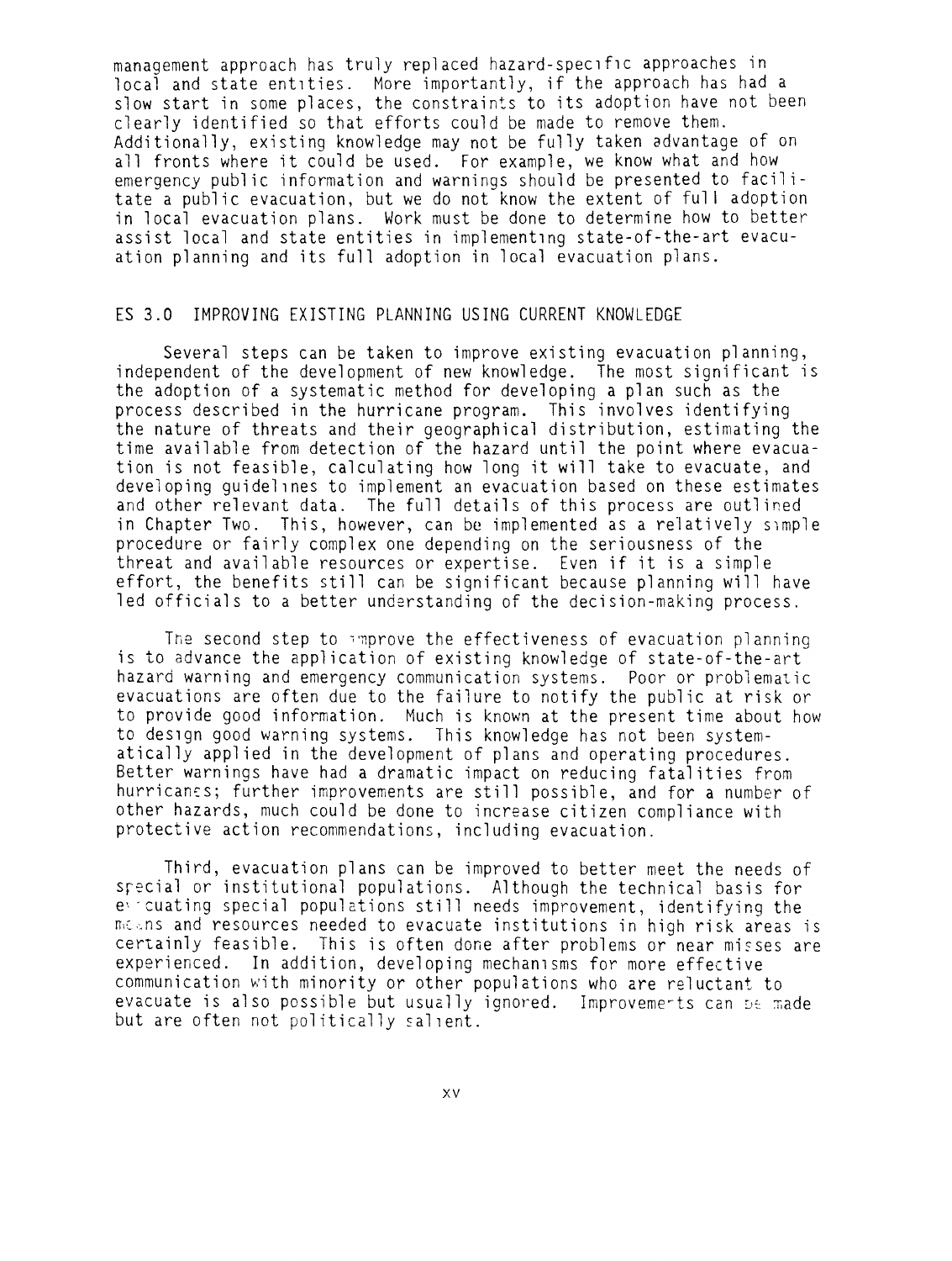management approach has truly replaced hazard-specific approaches in local and state entities. More importantly, if the approach has had a slow start in some places, the constraints to its adoption have not been clearly identified so that efforts could be made to remove them. Additionally, existing knowledge may not be fully taken advantage of on all fronts where it could be used. For example, we know what and how emergency public information and warnings should be presented to facilitate a public evacuation, but we do not know the extent of full adoption in local evacuation plans. Work must be done to determine how to better assist local and state entities in implementing state-of-the-art evacuation planning and its full adoption in local evacuation plans.

## ES 3.0 IMPROVING EXISTING PLANNING USING CURRENT KNOWLEDGE

Several steps can be taken to improve existing evacuation planning, independent of the development of new knowledge. The most significant is the adoption of a systematic method for developing a plan such as the process described in the hurricane program. This involves identifying the nature of threats and their geographical distribution, estimating the time available from detection of the hazard until the point where evacuation is not feasible, calculating how long it will take to evacuate, and developing guidelines to implement an evacuation based on these estimates and other relevant data. The full details of this process are outlined in Chapter Two. This, however, can be implemented as a relatively simple procedure or fairly complex one depending on the seriousness of the threat and available resources or expertise. Even if it is a simple effort, the benefits still can be significant because planning will have led officials to a better understanding of the decision-making process.

The second step to improve the effectiveness of evacuation planning is to advance the application of existing knowledge of state-of-the-art hazard warning and emergency communication systems. Poor or problematic evacuations are often due to the failure to notify the public at risk or to provide good information. Much is known at the present time about how to design good warning systems. This knowledge has not been systematically applied in the development of plans and operating procedures. Better warnings have had a dramatic impact on reducing fatalities from hurricanes; further improvements are still possible, and for a number of other hazards, much could be done to increase citizen compliance with protective action recommendations, including evacuation.

Third, evacuation plans can be improved to better meet the needs of special or institutional populations. Although the technical basis for evacuating special populations still needs improvement, identifying the means and resources needed to evacuate institutions in high risk areas is certainly feasible. This is often done after problems or near misses are experienced. In addition, developing mechanisms for more effective communication with minority or other populations who are reluctant to evacuate is also possible but usually ignored. Improvements can be made but are often not politically salient.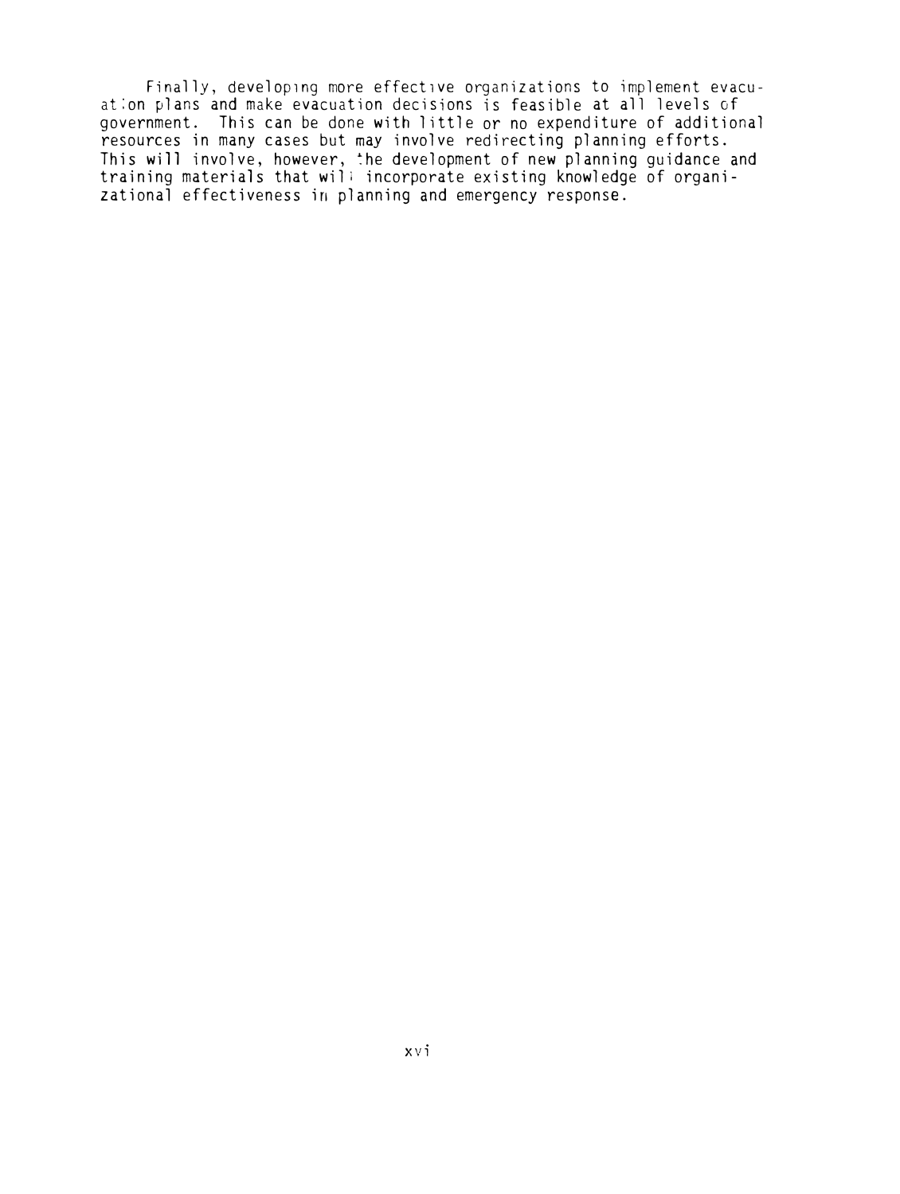Finally, developing more effective organizations to implement evacuation plans and make evacuation decisions is feasible at all levels of government. This can be done with little or no expenditure of additional resources in many cases but may involve redirecting planning efforts. This will involve, however, the development of new planning guidance and training materials that will incorporate existing knowledge of organizational effectiveness in planning and emergency response.